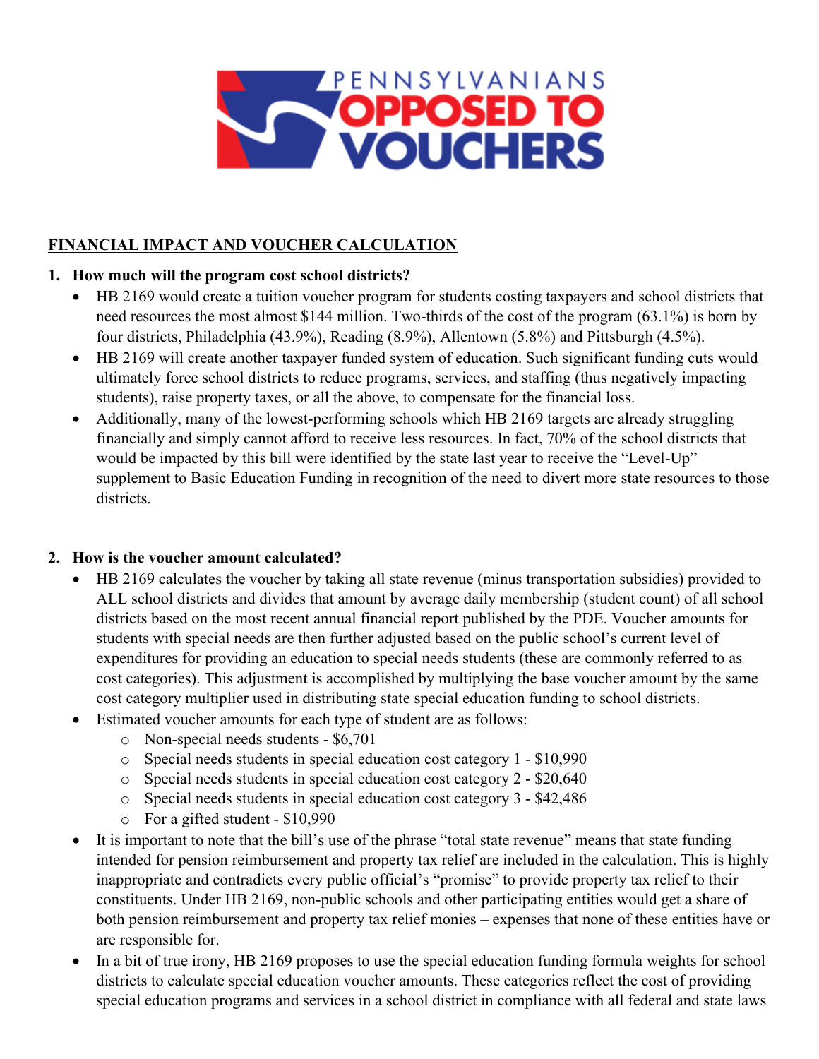# PENNSYLVANIANS OPPOSED TO VOUCHERS

**FINANCIAL IMPACT AND VOUCHER CALCULATION**

1. **How much will the program cost school districts?**
   - HB 2169 would create a tuition voucher program for students costing taxpayers and school districts that need resources the most almost $144 million. Two-thirds of the cost of the program (63.1%) is born by four districts, Philadelphia (43.9%), Reading (8.9%), Allentown (5.8%) and Pittsburgh (4.5%).
   - HB 2169 will create another taxpayer funded system of education. Such significant funding cuts would ultimately force school districts to reduce programs, services, and staffing (thus negatively impacting students), raise property taxes, or all the above, to compensate for the financial loss.
   - Additionally, many of the lowest-performing schools which HB 2169 targets are already struggling financially and simply cannot afford to receive less resources. In fact, 70% of the school districts that would be impacted by this bill were identified by the state last year to receive the "Level-Up" supplement to Basic Education Funding in recognition of the need to divert more state resources to those districts.

2. **How is the voucher amount calculated?**
   - HB 2169 calculates the voucher by taking all state revenue (minus transportation subsidies) provided to ALL school districts and divides that amount by average daily membership (student count) of all school districts based on the most recent annual financial report published by the PDE. Voucher amounts for students with special needs are then further adjusted based on the public school's current level of expenditures for providing an education to special needs students (these are commonly referred to as cost categories). This adjustment is accomplished by multiplying the base voucher amount by the same cost category multiplier used in distributing state special education funding to school districts.
   - Estimated voucher amounts for each type of student are as follows:
     - Non-special needs students - $6,701
     - Special needs students in special education cost category 1 - $10,990
     - Special needs students in special education cost category 2 - $20,640
     - Special needs students in special education cost category 3 - $42,486
     - For a gifted student - $10,990
   - It is important to note that the bill's use of the phrase "total state revenue" means that state funding intended for pension reimbursement and property tax relief are included in the calculation. This is highly inappropriate and contradicts every public official's "promise" to provide property tax relief to their constituents. Under HB 2169, non-public schools and other participating entities would get a share of both pension reimbursement and property tax relief monies – expenses that none of these entities have or are responsible for.
   - In a bit of true irony, HB 2169 proposes to use the special education funding formula weights for school districts to calculate special education voucher amounts. These categories reflect the cost of providing special education programs and services in a school district in compliance with all federal and state laws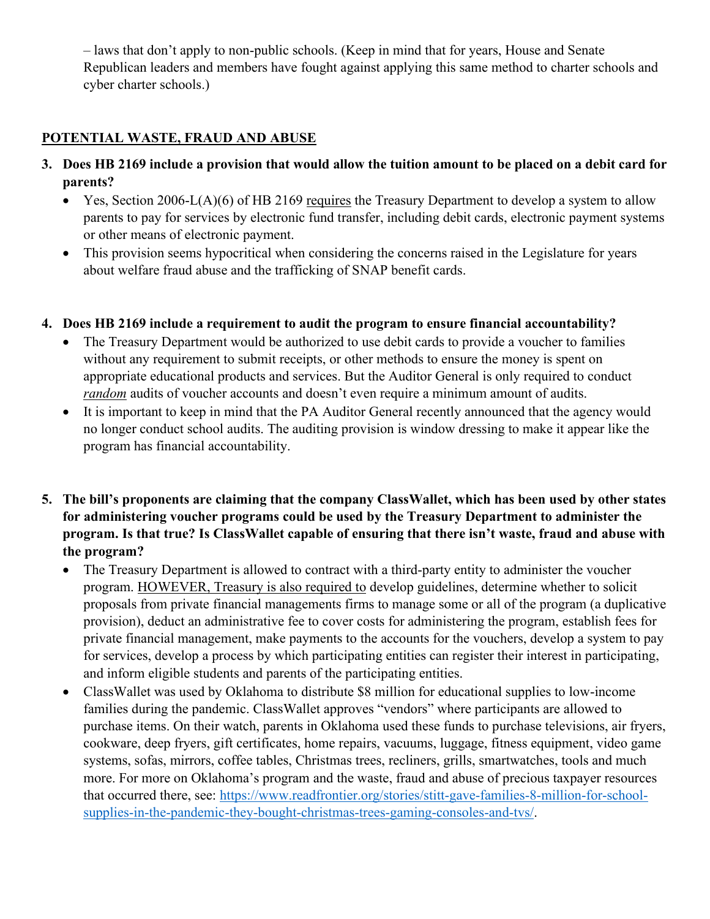– laws that don't apply to non-public schools. (Keep in mind that for years, House and Senate Republican leaders and members have fought against applying this same method to charter schools and cyber charter schools.)

## POTENTIAL WASTE, FRAUD AND ABUSE

3. **Does HB 2169 include a provision that would allow the tuition amount to be placed on a debit card for parents?**
   - Yes, Section 2006-L(A)(6) of HB 2169 requires the Treasury Department to develop a system to allow parents to pay for services by electronic fund transfer, including debit cards, electronic payment systems or other means of electronic payment.
   - This provision seems hypocritical when considering the concerns raised in the Legislature for years about welfare fraud abuse and the trafficking of SNAP benefit cards.

4. **Does HB 2169 include a requirement to audit the program to ensure financial accountability?**
   - The Treasury Department would be authorized to use debit cards to provide a voucher to families without any requirement to submit receipts, or other methods to ensure the money is spent on appropriate educational products and services. But the Auditor General is only required to conduct *random* audits of voucher accounts and doesn't even require a minimum amount of audits.
   - It is important to keep in mind that the PA Auditor General recently announced that the agency would no longer conduct school audits. The auditing provision is window dressing to make it appear like the program has financial accountability.

5. **The bill's proponents are claiming that the company ClassWallet, which has been used by other states for administering voucher programs could be used by the Treasury Department to administer the program. Is that true? Is ClassWallet capable of ensuring that there isn't waste, fraud and abuse with the program?**
   - The Treasury Department is allowed to contract with a third-party entity to administer the voucher program. HOWEVER, Treasury is also required to develop guidelines, determine whether to solicit proposals from private financial managements firms to manage some or all of the program (a duplicative provision), deduct an administrative fee to cover costs for administering the program, establish fees for private financial management, make payments to the accounts for the vouchers, develop a system to pay for services, develop a process by which participating entities can register their interest in participating, and inform eligible students and parents of the participating entities.
   - ClassWallet was used by Oklahoma to distribute $8 million for educational supplies to low-income families during the pandemic. ClassWallet approves "vendors" where participants are allowed to purchase items. On their watch, parents in Oklahoma used these funds to purchase televisions, air fryers, cookware, deep fryers, gift certificates, home repairs, vacuums, luggage, fitness equipment, video game systems, sofas, mirrors, coffee tables, Christmas trees, recliners, grills, smartwatches, tools and much more. For more on Oklahoma's program and the waste, fraud and abuse of precious taxpayer resources that occurred there, see: https://www.readfrontier.org/stories/stitt-gave-families-8-million-for-school-supplies-in-the-pandemic-they-bought-christmas-trees-gaming-consoles-and-tvs/.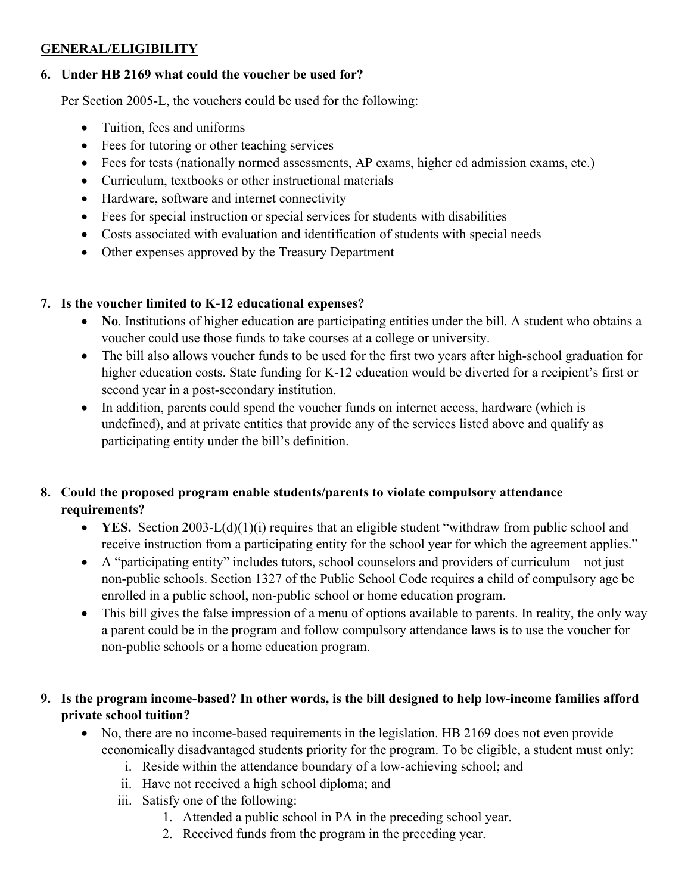## GENERAL/ELIGIBILITY

**6. Under HB 2169 what could the voucher be used for?**

Per Section 2005-L, the vouchers could be used for the following:

- Tuition, fees and uniforms
- Fees for tutoring or other teaching services
- Fees for tests (nationally normed assessments, AP exams, higher ed admission exams, etc.)
- Curriculum, textbooks or other instructional materials
- Hardware, software and internet connectivity
- Fees for special instruction or special services for students with disabilities
- Costs associated with evaluation and identification of students with special needs
- Other expenses approved by the Treasury Department

**7. Is the voucher limited to K-12 educational expenses?**

- **No**. Institutions of higher education are participating entities under the bill. A student who obtains a voucher could use those funds to take courses at a college or university.
- The bill also allows voucher funds to be used for the first two years after high-school graduation for higher education costs. State funding for K-12 education would be diverted for a recipient's first or second year in a post-secondary institution.
- In addition, parents could spend the voucher funds on internet access, hardware (which is undefined), and at private entities that provide any of the services listed above and qualify as participating entity under the bill's definition.

**8. Could the proposed program enable students/parents to violate compulsory attendance requirements?**

- **YES.** Section 2003-L(d)(1)(i) requires that an eligible student "withdraw from public school and receive instruction from a participating entity for the school year for which the agreement applies."
- A "participating entity" includes tutors, school counselors and providers of curriculum – not just non-public schools. Section 1327 of the Public School Code requires a child of compulsory age be enrolled in a public school, non-public school or home education program.
- This bill gives the false impression of a menu of options available to parents. In reality, the only way a parent could be in the program and follow compulsory attendance laws is to use the voucher for non-public schools or a home education program.

**9. Is the program income-based? In other words, is the bill designed to help low-income families afford private school tuition?**

- No, there are no income-based requirements in the legislation. HB 2169 does not even provide economically disadvantaged students priority for the program. To be eligible, a student must only:
    i. Reside within the attendance boundary of a low-achieving school; and
    ii. Have not received a high school diploma; and
    iii. Satisfy one of the following:
        1. Attended a public school in PA in the preceding school year.
        2. Received funds from the program in the preceding year.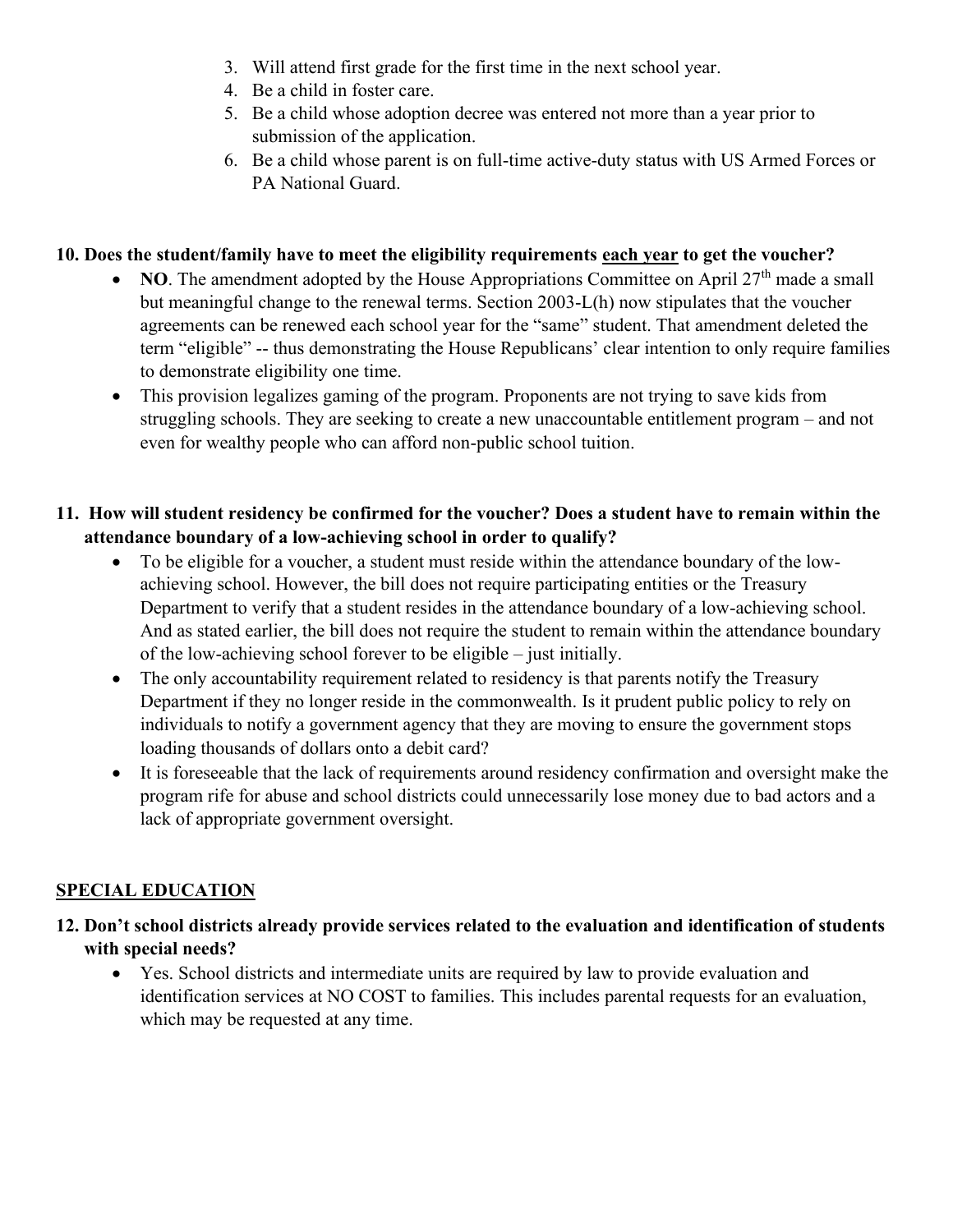3. Will attend first grade for the first time in the next school year.
4. Be a child in foster care.
5. Be a child whose adoption decree was entered not more than a year prior to submission of the application.
6. Be a child whose parent is on full-time active-duty status with US Armed Forces or PA National Guard.

**10. Does the student/family have to meet the eligibility requirements <u>each year</u> to get the voucher?**

- **NO**. The amendment adopted by the House Appropriations Committee on April 27th made a small but meaningful change to the renewal terms. Section 2003-L(h) now stipulates that the voucher agreements can be renewed each school year for the "same" student. That amendment deleted the term "eligible" -- thus demonstrating the House Republicans' clear intention to only require families to demonstrate eligibility one time.
- This provision legalizes gaming of the program. Proponents are not trying to save kids from struggling schools. They are seeking to create a new unaccountable entitlement program – and not even for wealthy people who can afford non-public school tuition.

**11. How will student residency be confirmed for the voucher? Does a student have to remain within the attendance boundary of a low-achieving school in order to qualify?**

- To be eligible for a voucher, a student must reside within the attendance boundary of the low-achieving school. However, the bill does not require participating entities or the Treasury Department to verify that a student resides in the attendance boundary of a low-achieving school. And as stated earlier, the bill does not require the student to remain within the attendance boundary of the low-achieving school forever to be eligible – just initially.
- The only accountability requirement related to residency is that parents notify the Treasury Department if they no longer reside in the commonwealth. Is it prudent public policy to rely on individuals to notify a government agency that they are moving to ensure the government stops loading thousands of dollars onto a debit card?
- It is foreseeable that the lack of requirements around residency confirmation and oversight make the program rife for abuse and school districts could unnecessarily lose money due to bad actors and a lack of appropriate government oversight.

## <u>SPECIAL EDUCATION</u>

**12. Don't school districts already provide services related to the evaluation and identification of students with special needs?**

- Yes. School districts and intermediate units are required by law to provide evaluation and identification services at NO COST to families. This includes parental requests for an evaluation, which may be requested at any time.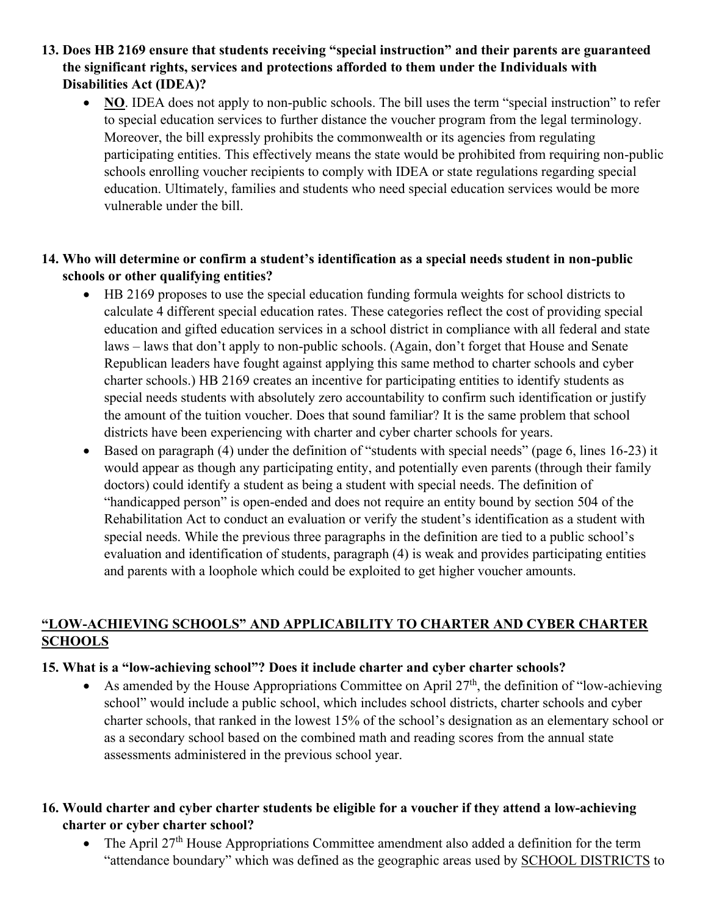13. **Does HB 2169 ensure that students receiving "special instruction" and their parents are guaranteed the significant rights, services and protections afforded to them under the Individuals with Disabilities Act (IDEA)?**
    - **NO**. IDEA does not apply to non-public schools. The bill uses the term "special instruction" to refer to special education services to further distance the voucher program from the legal terminology. Moreover, the bill expressly prohibits the commonwealth or its agencies from regulating participating entities. This effectively means the state would be prohibited from requiring non-public schools enrolling voucher recipients to comply with IDEA or state regulations regarding special education. Ultimately, families and students who need special education services would be more vulnerable under the bill.

14. **Who will determine or confirm a student's identification as a special needs student in non-public schools or other qualifying entities?**
    - HB 2169 proposes to use the special education funding formula weights for school districts to calculate 4 different special education rates. These categories reflect the cost of providing special education and gifted education services in a school district in compliance with all federal and state laws – laws that don't apply to non-public schools. (Again, don't forget that House and Senate Republican leaders have fought against applying this same method to charter schools and cyber charter schools.) HB 2169 creates an incentive for participating entities to identify students as special needs students with absolutely zero accountability to confirm such identification or justify the amount of the tuition voucher. Does that sound familiar? It is the same problem that school districts have been experiencing with charter and cyber charter schools for years.
    - Based on paragraph (4) under the definition of "students with special needs" (page 6, lines 16-23) it would appear as though any participating entity, and potentially even parents (through their family doctors) could identify a student as being a student with special needs. The definition of "handicapped person" is open-ended and does not require an entity bound by section 504 of the Rehabilitation Act to conduct an evaluation or verify the student's identification as a student with special needs. While the previous three paragraphs in the definition are tied to a public school's evaluation and identification of students, paragraph (4) is weak and provides participating entities and parents with a loophole which could be exploited to get higher voucher amounts.

## "LOW-ACHIEVING SCHOOLS" AND APPLICABILITY TO CHARTER AND CYBER CHARTER SCHOOLS

15. **What is a "low-achieving school"? Does it include charter and cyber charter schools?**
    - As amended by the House Appropriations Committee on April 27th, the definition of "low-achieving school" would include a public school, which includes school districts, charter schools and cyber charter schools, that ranked in the lowest 15% of the school's designation as an elementary school or as a secondary school based on the combined math and reading scores from the annual state assessments administered in the previous school year.

16. **Would charter and cyber charter students be eligible for a voucher if they attend a low-achieving charter or cyber charter school?**
    - The April 27th House Appropriations Committee amendment also added a definition for the term "attendance boundary" which was defined as the geographic areas used by SCHOOL DISTRICTS to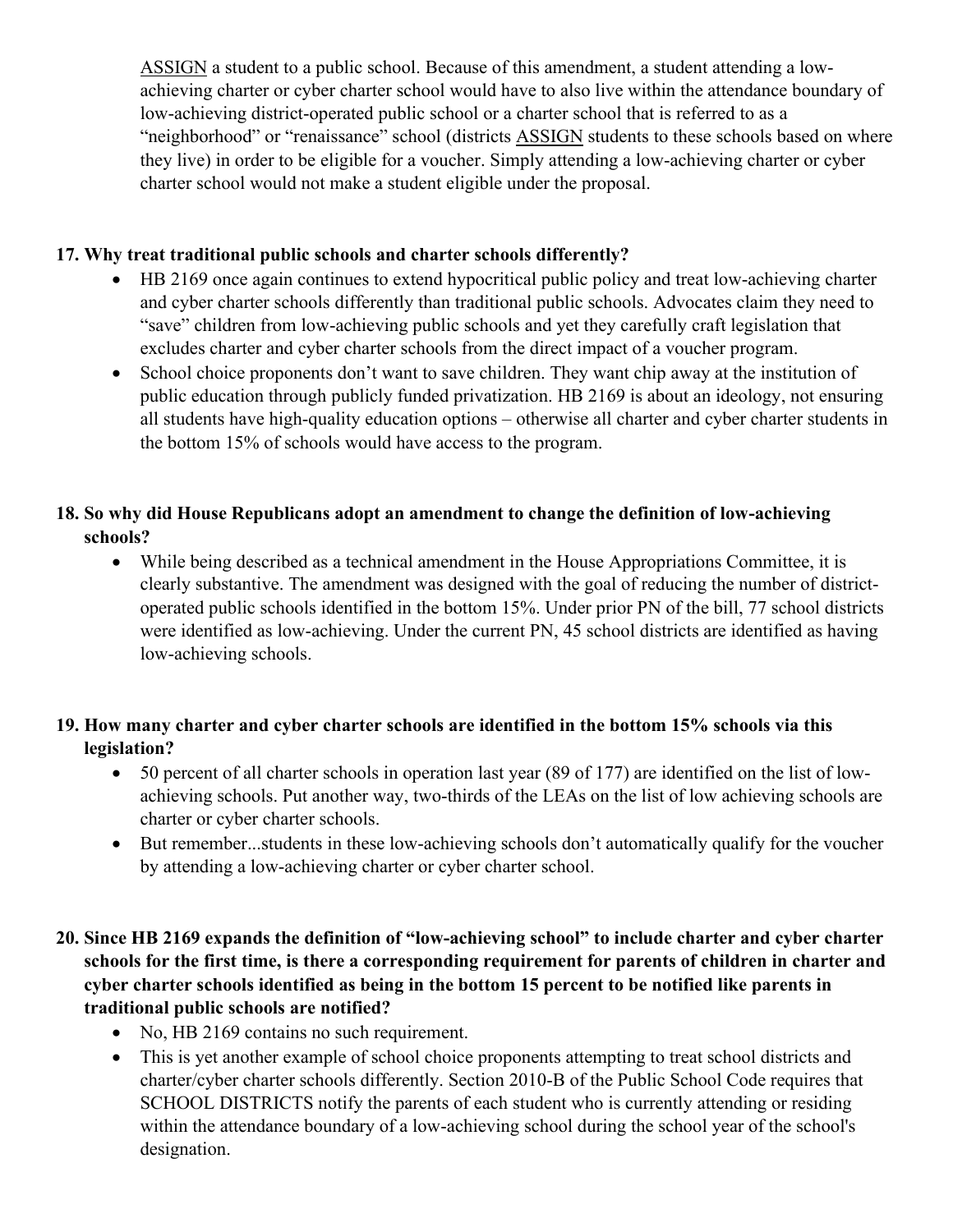ASSIGN a student to a public school. Because of this amendment, a student attending a low-achieving charter or cyber charter school would have to also live within the attendance boundary of low-achieving district-operated public school or a charter school that is referred to as a "neighborhood" or "renaissance" school (districts ASSIGN students to these schools based on where they live) in order to be eligible for a voucher. Simply attending a low-achieving charter or cyber charter school would not make a student eligible under the proposal.

**17. Why treat traditional public schools and charter schools differently?**

- HB 2169 once again continues to extend hypocritical public policy and treat low-achieving charter and cyber charter schools differently than traditional public schools. Advocates claim they need to "save" children from low-achieving public schools and yet they carefully craft legislation that excludes charter and cyber charter schools from the direct impact of a voucher program.
- School choice proponents don't want to save children. They want chip away at the institution of public education through publicly funded privatization. HB 2169 is about an ideology, not ensuring all students have high-quality education options – otherwise all charter and cyber charter students in the bottom 15% of schools would have access to the program.

**18. So why did House Republicans adopt an amendment to change the definition of low-achieving schools?**

- While being described as a technical amendment in the House Appropriations Committee, it is clearly substantive. The amendment was designed with the goal of reducing the number of district-operated public schools identified in the bottom 15%. Under prior PN of the bill, 77 school districts were identified as low-achieving. Under the current PN, 45 school districts are identified as having low-achieving schools.

**19. How many charter and cyber charter schools are identified in the bottom 15% schools via this legislation?**

- 50 percent of all charter schools in operation last year (89 of 177) are identified on the list of low-achieving schools. Put another way, two-thirds of the LEAs on the list of low achieving schools are charter or cyber charter schools.
- But remember...students in these low-achieving schools don't automatically qualify for the voucher by attending a low-achieving charter or cyber charter school.

**20. Since HB 2169 expands the definition of "low-achieving school" to include charter and cyber charter schools for the first time, is there a corresponding requirement for parents of children in charter and cyber charter schools identified as being in the bottom 15 percent to be notified like parents in traditional public schools are notified?**

- No, HB 2169 contains no such requirement.
- This is yet another example of school choice proponents attempting to treat school districts and charter/cyber charter schools differently. Section 2010-B of the Public School Code requires that SCHOOL DISTRICTS notify the parents of each student who is currently attending or residing within the attendance boundary of a low-achieving school during the school year of the school's designation.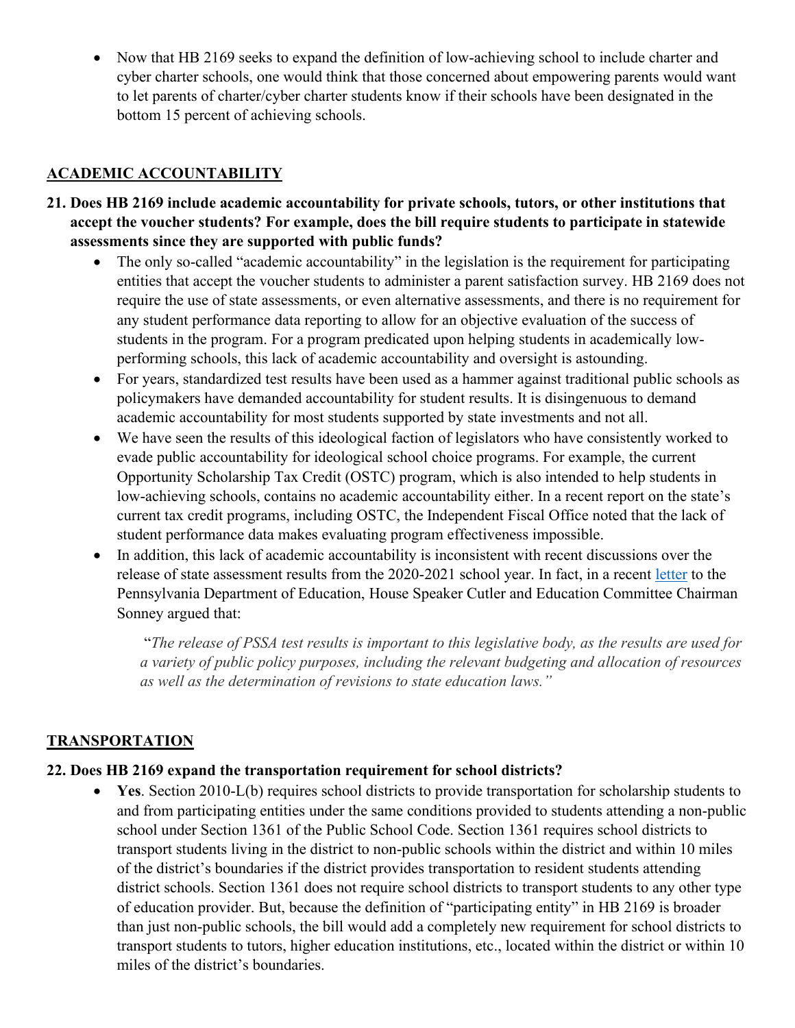- Now that HB 2169 seeks to expand the definition of low-achieving school to include charter and cyber charter schools, one would think that those concerned about empowering parents would want to let parents of charter/cyber charter students know if their schools have been designated in the bottom 15 percent of achieving schools.

## ACADEMIC ACCOUNTABILITY

**21. Does HB 2169 include academic accountability for private schools, tutors, or other institutions that accept the voucher students? For example, does the bill require students to participate in statewide assessments since they are supported with public funds?**

- The only so-called "academic accountability" in the legislation is the requirement for participating entities that accept the voucher students to administer a parent satisfaction survey. HB 2169 does not require the use of state assessments, or even alternative assessments, and there is no requirement for any student performance data reporting to allow for an objective evaluation of the success of students in the program. For a program predicated upon helping students in academically low-performing schools, this lack of academic accountability and oversight is astounding.
- For years, standardized test results have been used as a hammer against traditional public schools as policymakers have demanded accountability for student results. It is disingenuous to demand academic accountability for most students supported by state investments and not all.
- We have seen the results of this ideological faction of legislators who have consistently worked to evade public accountability for ideological school choice programs. For example, the current Opportunity Scholarship Tax Credit (OSTC) program, which is also intended to help students in low-achieving schools, contains no academic accountability either. In a recent report on the state's current tax credit programs, including OSTC, the Independent Fiscal Office noted that the lack of student performance data makes evaluating program effectiveness impossible.
- In addition, this lack of academic accountability is inconsistent with recent discussions over the release of state assessment results from the 2020-2021 school year. In fact, in a recent letter to the Pennsylvania Department of Education, House Speaker Cutler and Education Committee Chairman Sonney argued that:

  "*The release of PSSA test results is important to this legislative body, as the results are used for a variety of public policy purposes, including the relevant budgeting and allocation of resources as well as the determination of revisions to state education laws.*"

## TRANSPORTATION

**22. Does HB 2169 expand the transportation requirement for school districts?**

- **Yes**. Section 2010-L(b) requires school districts to provide transportation for scholarship students to and from participating entities under the same conditions provided to students attending a non-public school under Section 1361 of the Public School Code. Section 1361 requires school districts to transport students living in the district to non-public schools within the district and within 10 miles of the district's boundaries if the district provides transportation to resident students attending district schools. Section 1361 does not require school districts to transport students to any other type of education provider. But, because the definition of "participating entity" in HB 2169 is broader than just non-public schools, the bill would add a completely new requirement for school districts to transport students to tutors, higher education institutions, etc., located within the district or within 10 miles of the district's boundaries.